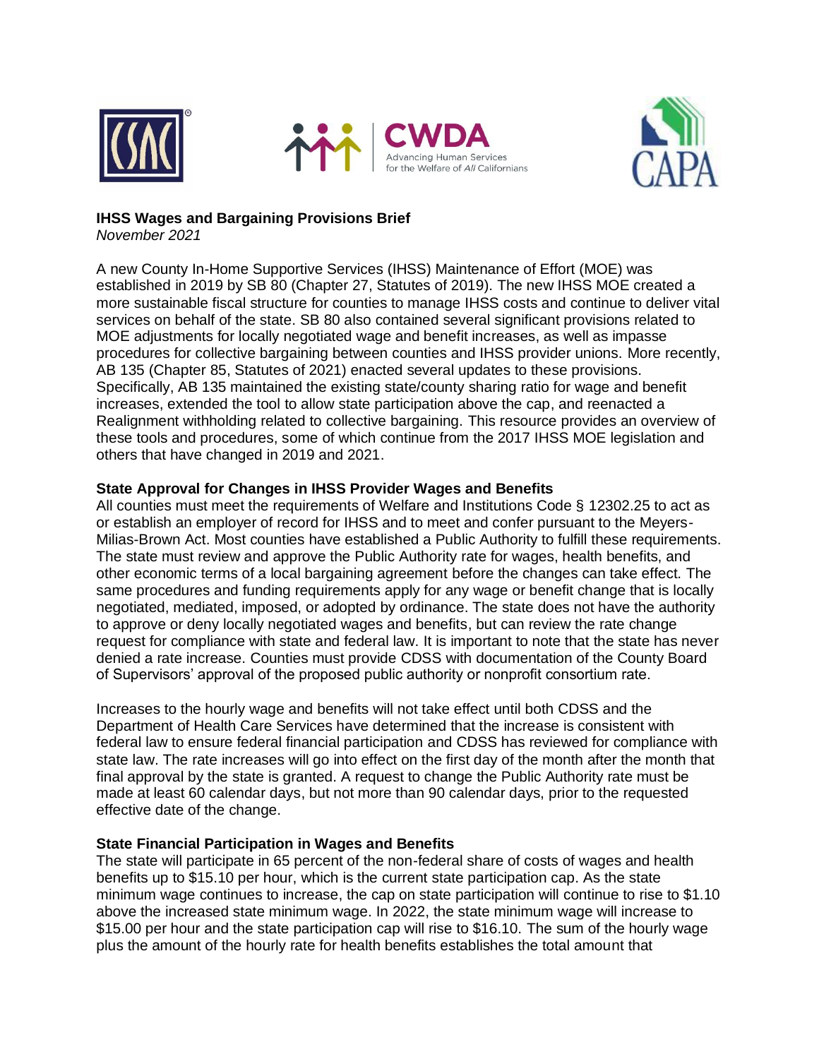**IHSS Wages and Bargaining Provisions Brief**
*November 2021*

A new County In-Home Supportive Services (IHSS) Maintenance of Effort (MOE) was established in 2019 by SB 80 (Chapter 27, Statutes of 2019). The new IHSS MOE created a more sustainable fiscal structure for counties to manage IHSS costs and continue to deliver vital services on behalf of the state. SB 80 also contained several significant provisions related to MOE adjustments for locally negotiated wage and benefit increases, as well as impasse procedures for collective bargaining between counties and IHSS provider unions. More recently, AB 135 (Chapter 85, Statutes of 2021) enacted several updates to these provisions. Specifically, AB 135 maintained the existing state/county sharing ratio for wage and benefit increases, extended the tool to allow state participation above the cap, and reenacted a Realignment withholding related to collective bargaining. This resource provides an overview of these tools and procedures, some of which continue from the 2017 IHSS MOE legislation and others that have changed in 2019 and 2021.

**State Approval for Changes in IHSS Provider Wages and Benefits**

All counties must meet the requirements of Welfare and Institutions Code § 12302.25 to act as or establish an employer of record for IHSS and to meet and confer pursuant to the Meyers-Milias-Brown Act. Most counties have established a Public Authority to fulfill these requirements. The state must review and approve the Public Authority rate for wages, health benefits, and other economic terms of a local bargaining agreement before the changes can take effect. The same procedures and funding requirements apply for any wage or benefit change that is locally negotiated, mediated, imposed, or adopted by ordinance. The state does not have the authority to approve or deny locally negotiated wages and benefits, but can review the rate change request for compliance with state and federal law. It is important to note that the state has never denied a rate increase. Counties must provide CDSS with documentation of the County Board of Supervisors' approval of the proposed public authority or nonprofit consortium rate.

Increases to the hourly wage and benefits will not take effect until both CDSS and the Department of Health Care Services have determined that the increase is consistent with federal law to ensure federal financial participation and CDSS has reviewed for compliance with state law. The rate increases will go into effect on the first day of the month after the month that final approval by the state is granted. A request to change the Public Authority rate must be made at least 60 calendar days, but not more than 90 calendar days, prior to the requested effective date of the change.

**State Financial Participation in Wages and Benefits**

The state will participate in 65 percent of the non-federal share of costs of wages and health benefits up to $15.10 per hour, which is the current state participation cap. As the state minimum wage continues to increase, the cap on state participation will continue to rise to $1.10 above the increased state minimum wage. In 2022, the state minimum wage will increase to $15.00 per hour and the state participation cap will rise to $16.10. The sum of the hourly wage plus the amount of the hourly rate for health benefits establishes the total amount that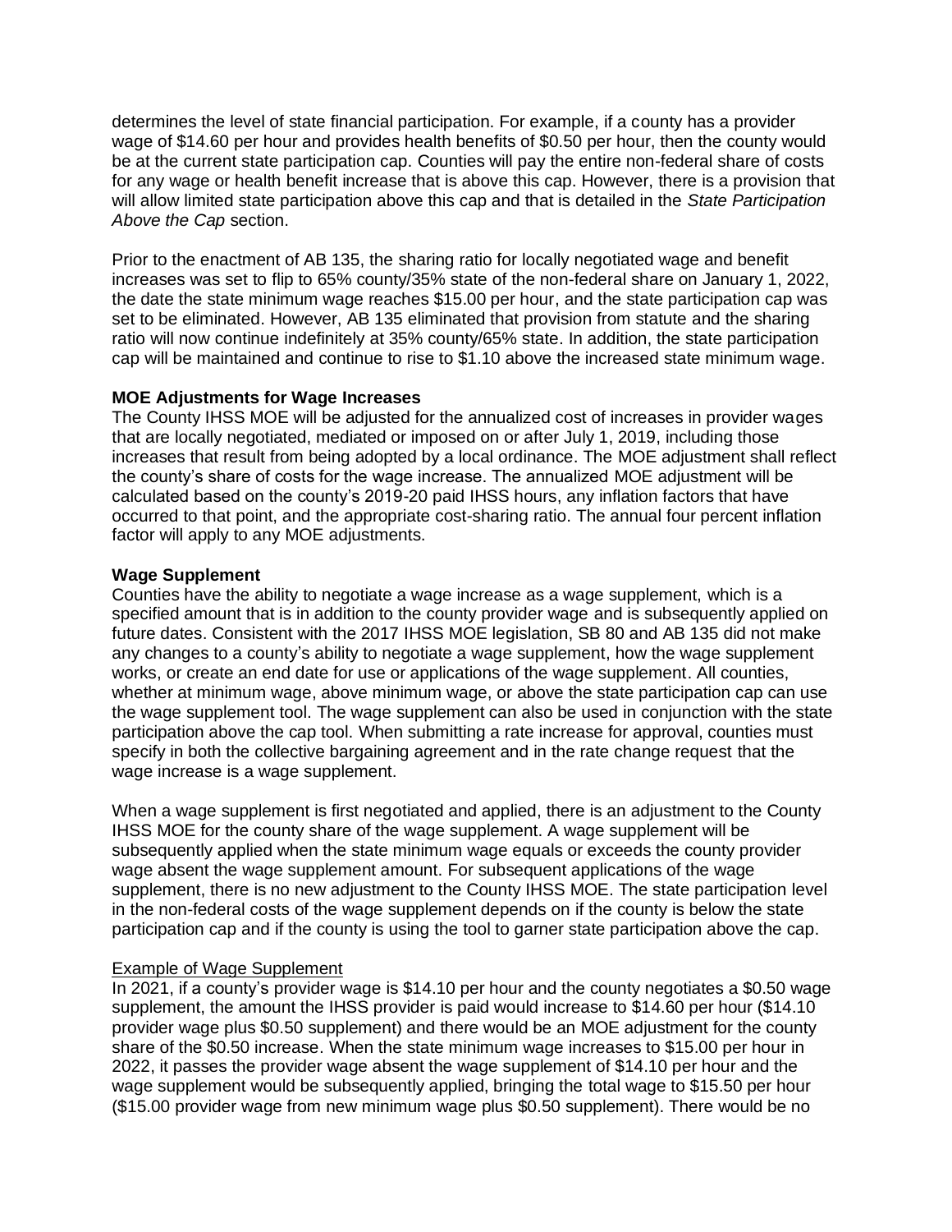determines the level of state financial participation. For example, if a county has a provider wage of $14.60 per hour and provides health benefits of $0.50 per hour, then the county would be at the current state participation cap. Counties will pay the entire non-federal share of costs for any wage or health benefit increase that is above this cap. However, there is a provision that will allow limited state participation above this cap and that is detailed in the *State Participation Above the Cap* section.

Prior to the enactment of AB 135, the sharing ratio for locally negotiated wage and benefit increases was set to flip to 65% county/35% state of the non-federal share on January 1, 2022, the date the state minimum wage reaches $15.00 per hour, and the state participation cap was set to be eliminated. However, AB 135 eliminated that provision from statute and the sharing ratio will now continue indefinitely at 35% county/65% state. In addition, the state participation cap will be maintained and continue to rise to $1.10 above the increased state minimum wage.

**MOE Adjustments for Wage Increases**

The County IHSS MOE will be adjusted for the annualized cost of increases in provider wages that are locally negotiated, mediated or imposed on or after July 1, 2019, including those increases that result from being adopted by a local ordinance. The MOE adjustment shall reflect the county's share of costs for the wage increase. The annualized MOE adjustment will be calculated based on the county's 2019-20 paid IHSS hours, any inflation factors that have occurred to that point, and the appropriate cost-sharing ratio. The annual four percent inflation factor will apply to any MOE adjustments.

**Wage Supplement**

Counties have the ability to negotiate a wage increase as a wage supplement, which is a specified amount that is in addition to the county provider wage and is subsequently applied on future dates. Consistent with the 2017 IHSS MOE legislation, SB 80 and AB 135 did not make any changes to a county's ability to negotiate a wage supplement, how the wage supplement works, or create an end date for use or applications of the wage supplement. All counties, whether at minimum wage, above minimum wage, or above the state participation cap can use the wage supplement tool. The wage supplement can also be used in conjunction with the state participation above the cap tool. When submitting a rate increase for approval, counties must specify in both the collective bargaining agreement and in the rate change request that the wage increase is a wage supplement.

When a wage supplement is first negotiated and applied, there is an adjustment to the County IHSS MOE for the county share of the wage supplement. A wage supplement will be subsequently applied when the state minimum wage equals or exceeds the county provider wage absent the wage supplement amount. For subsequent applications of the wage supplement, there is no new adjustment to the County IHSS MOE. The state participation level in the non-federal costs of the wage supplement depends on if the county is below the state participation cap and if the county is using the tool to garner state participation above the cap.

<u>Example of Wage Supplement</u>

In 2021, if a county's provider wage is $14.10 per hour and the county negotiates a $0.50 wage supplement, the amount the IHSS provider is paid would increase to $14.60 per hour ($14.10 provider wage plus $0.50 supplement) and there would be an MOE adjustment for the county share of the $0.50 increase. When the state minimum wage increases to $15.00 per hour in 2022, it passes the provider wage absent the wage supplement of $14.10 per hour and the wage supplement would be subsequently applied, bringing the total wage to $15.50 per hour ($15.00 provider wage from new minimum wage plus $0.50 supplement). There would be no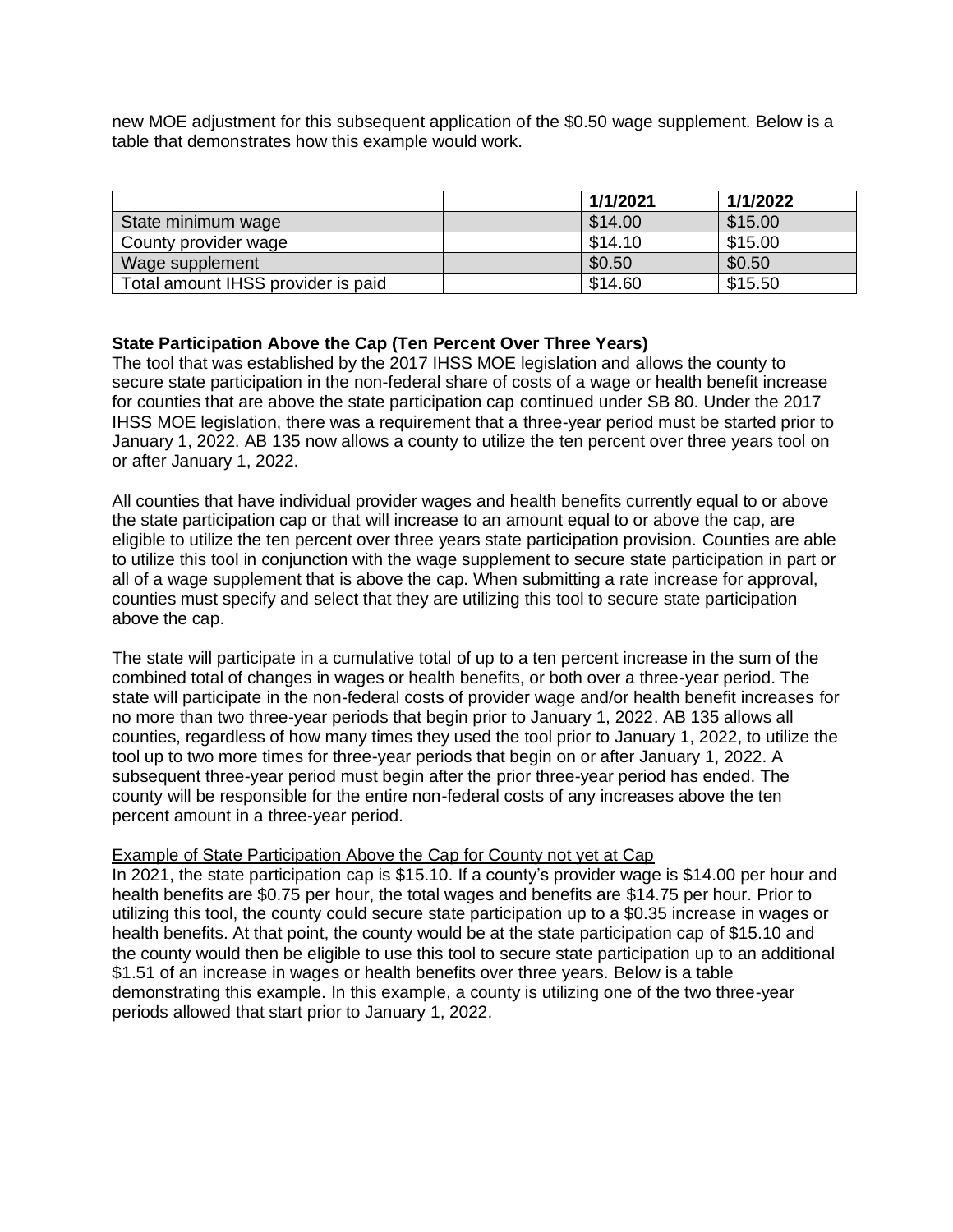new MOE adjustment for this subsequent application of the $0.50 wage supplement. Below is a table that demonstrates how this example would work.

| | | 1/1/2021 | 1/1/2022 |
|---|---|---|---|
| State minimum wage | | $14.00 | $15.00 |
| County provider wage | | $14.10 | $15.00 |
| Wage supplement | | $0.50 | $0.50 |
| Total amount IHSS provider is paid | | $14.60 | $15.50 |

**State Participation Above the Cap (Ten Percent Over Three Years)**

The tool that was established by the 2017 IHSS MOE legislation and allows the county to secure state participation in the non-federal share of costs of a wage or health benefit increase for counties that are above the state participation cap continued under SB 80. Under the 2017 IHSS MOE legislation, there was a requirement that a three-year period must be started prior to January 1, 2022. AB 135 now allows a county to utilize the ten percent over three years tool on or after January 1, 2022.

All counties that have individual provider wages and health benefits currently equal to or above the state participation cap or that will increase to an amount equal to or above the cap, are eligible to utilize the ten percent over three years state participation provision. Counties are able to utilize this tool in conjunction with the wage supplement to secure state participation in part or all of a wage supplement that is above the cap. When submitting a rate increase for approval, counties must specify and select that they are utilizing this tool to secure state participation above the cap.

The state will participate in a cumulative total of up to a ten percent increase in the sum of the combined total of changes in wages or health benefits, or both over a three-year period. The state will participate in the non-federal costs of provider wage and/or health benefit increases for no more than two three-year periods that begin prior to January 1, 2022. AB 135 allows all counties, regardless of how many times they used the tool prior to January 1, 2022, to utilize the tool up to two more times for three-year periods that begin on or after January 1, 2022. A subsequent three-year period must begin after the prior three-year period has ended. The county will be responsible for the entire non-federal costs of any increases above the ten percent amount in a three-year period.

<u>Example of State Participation Above the Cap for County not yet at Cap</u>

In 2021, the state participation cap is $15.10. If a county's provider wage is $14.00 per hour and health benefits are $0.75 per hour, the total wages and benefits are $14.75 per hour. Prior to utilizing this tool, the county could secure state participation up to a $0.35 increase in wages or health benefits. At that point, the county would be at the state participation cap of $15.10 and the county would then be eligible to use this tool to secure state participation up to an additional $1.51 of an increase in wages or health benefits over three years. Below is a table demonstrating this example. In this example, a county is utilizing one of the two three-year periods allowed that start prior to January 1, 2022.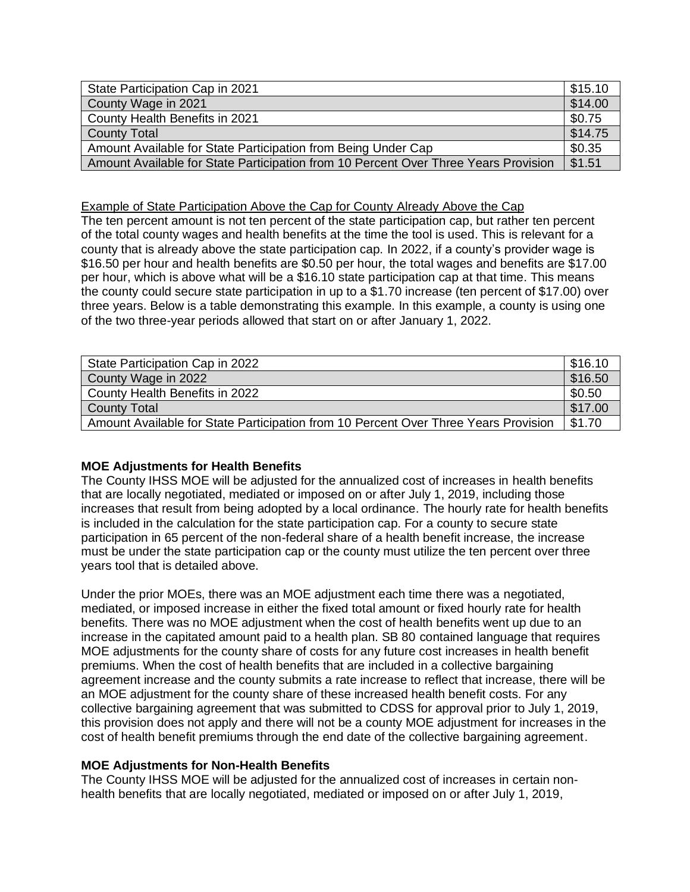| State Participation Cap in 2021 | $15.10 |
|---|---|
| County Wage in 2021 | $14.00 |
| County Health Benefits in 2021 | $0.75 |
| County Total | $14.75 |
| Amount Available for State Participation from Being Under Cap | $0.35 |
| Amount Available for State Participation from 10 Percent Over Three Years Provision | $1.51 |

Example of State Participation Above the Cap for County Already Above the Cap

The ten percent amount is not ten percent of the state participation cap, but rather ten percent of the total county wages and health benefits at the time the tool is used. This is relevant for a county that is already above the state participation cap. In 2022, if a county's provider wage is $16.50 per hour and health benefits are $0.50 per hour, the total wages and benefits are $17.00 per hour, which is above what will be a $16.10 state participation cap at that time. This means the county could secure state participation in up to a $1.70 increase (ten percent of $17.00) over three years. Below is a table demonstrating this example. In this example, a county is using one of the two three-year periods allowed that start on or after January 1, 2022.

| State Participation Cap in 2022 | $16.10 |
|---|---|
| County Wage in 2022 | $16.50 |
| County Health Benefits in 2022 | $0.50 |
| County Total | $17.00 |
| Amount Available for State Participation from 10 Percent Over Three Years Provision | $1.70 |

**MOE Adjustments for Health Benefits**

The County IHSS MOE will be adjusted for the annualized cost of increases in health benefits that are locally negotiated, mediated or imposed on or after July 1, 2019, including those increases that result from being adopted by a local ordinance. The hourly rate for health benefits is included in the calculation for the state participation cap. For a county to secure state participation in 65 percent of the non-federal share of a health benefit increase, the increase must be under the state participation cap or the county must utilize the ten percent over three years tool that is detailed above.

Under the prior MOEs, there was an MOE adjustment each time there was a negotiated, mediated, or imposed increase in either the fixed total amount or fixed hourly rate for health benefits. There was no MOE adjustment when the cost of health benefits went up due to an increase in the capitated amount paid to a health plan. SB 80 contained language that requires MOE adjustments for the county share of costs for any future cost increases in health benefit premiums. When the cost of health benefits that are included in a collective bargaining agreement increase and the county submits a rate increase to reflect that increase, there will be an MOE adjustment for the county share of these increased health benefit costs. For any collective bargaining agreement that was submitted to CDSS for approval prior to July 1, 2019, this provision does not apply and there will not be a county MOE adjustment for increases in the cost of health benefit premiums through the end date of the collective bargaining agreement.

**MOE Adjustments for Non-Health Benefits**

The County IHSS MOE will be adjusted for the annualized cost of increases in certain non-health benefits that are locally negotiated, mediated or imposed on or after July 1, 2019,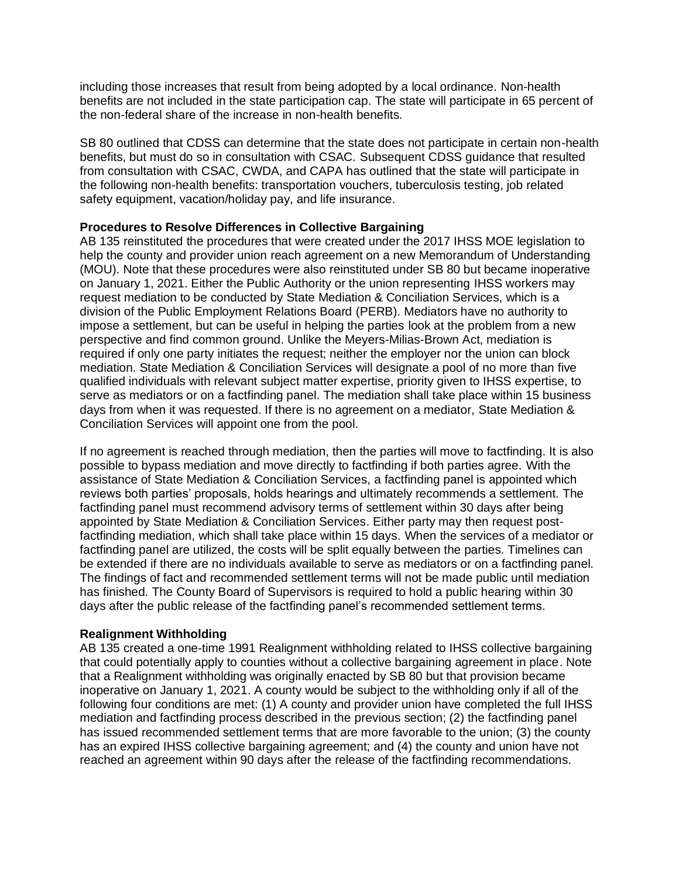including those increases that result from being adopted by a local ordinance. Non-health benefits are not included in the state participation cap. The state will participate in 65 percent of the non-federal share of the increase in non-health benefits.

SB 80 outlined that CDSS can determine that the state does not participate in certain non-health benefits, but must do so in consultation with CSAC. Subsequent CDSS guidance that resulted from consultation with CSAC, CWDA, and CAPA has outlined that the state will participate in the following non-health benefits: transportation vouchers, tuberculosis testing, job related safety equipment, vacation/holiday pay, and life insurance.

**Procedures to Resolve Differences in Collective Bargaining**

AB 135 reinstituted the procedures that were created under the 2017 IHSS MOE legislation to help the county and provider union reach agreement on a new Memorandum of Understanding (MOU). Note that these procedures were also reinstituted under SB 80 but became inoperative on January 1, 2021. Either the Public Authority or the union representing IHSS workers may request mediation to be conducted by State Mediation & Conciliation Services, which is a division of the Public Employment Relations Board (PERB). Mediators have no authority to impose a settlement, but can be useful in helping the parties look at the problem from a new perspective and find common ground. Unlike the Meyers-Milias-Brown Act, mediation is required if only one party initiates the request; neither the employer nor the union can block mediation. State Mediation & Conciliation Services will designate a pool of no more than five qualified individuals with relevant subject matter expertise, priority given to IHSS expertise, to serve as mediators or on a factfinding panel. The mediation shall take place within 15 business days from when it was requested. If there is no agreement on a mediator, State Mediation & Conciliation Services will appoint one from the pool.

If no agreement is reached through mediation, then the parties will move to factfinding. It is also possible to bypass mediation and move directly to factfinding if both parties agree. With the assistance of State Mediation & Conciliation Services, a factfinding panel is appointed which reviews both parties' proposals, holds hearings and ultimately recommends a settlement. The factfinding panel must recommend advisory terms of settlement within 30 days after being appointed by State Mediation & Conciliation Services. Either party may then request post-factfinding mediation, which shall take place within 15 days. When the services of a mediator or factfinding panel are utilized, the costs will be split equally between the parties. Timelines can be extended if there are no individuals available to serve as mediators or on a factfinding panel. The findings of fact and recommended settlement terms will not be made public until mediation has finished. The County Board of Supervisors is required to hold a public hearing within 30 days after the public release of the factfinding panel's recommended settlement terms.

**Realignment Withholding**

AB 135 created a one-time 1991 Realignment withholding related to IHSS collective bargaining that could potentially apply to counties without a collective bargaining agreement in place. Note that a Realignment withholding was originally enacted by SB 80 but that provision became inoperative on January 1, 2021. A county would be subject to the withholding only if all of the following four conditions are met: (1) A county and provider union have completed the full IHSS mediation and factfinding process described in the previous section; (2) the factfinding panel has issued recommended settlement terms that are more favorable to the union; (3) the county has an expired IHSS collective bargaining agreement; and (4) the county and union have not reached an agreement within 90 days after the release of the factfinding recommendations.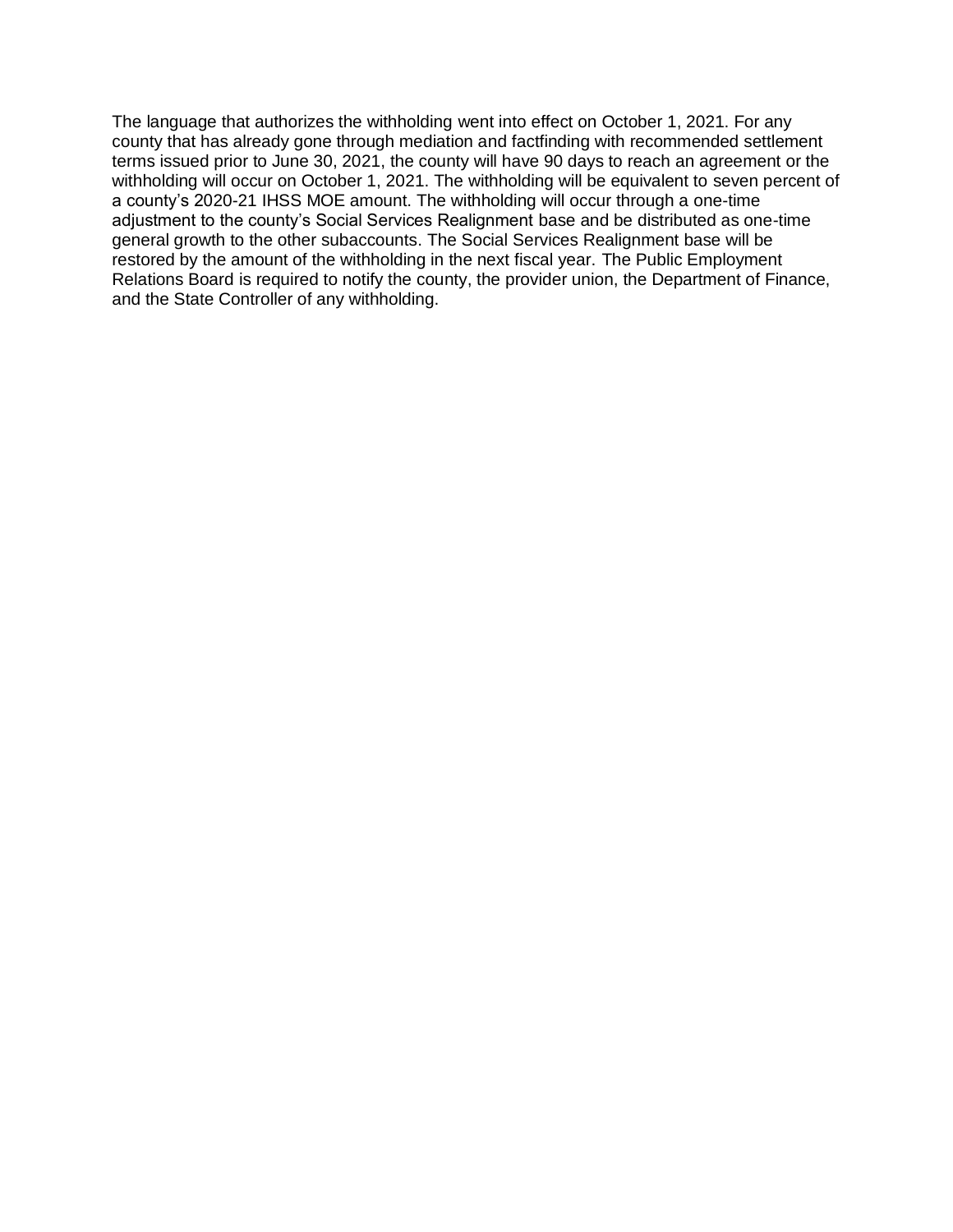The language that authorizes the withholding went into effect on October 1, 2021. For any county that has already gone through mediation and factfinding with recommended settlement terms issued prior to June 30, 2021, the county will have 90 days to reach an agreement or the withholding will occur on October 1, 2021. The withholding will be equivalent to seven percent of a county's 2020-21 IHSS MOE amount. The withholding will occur through a one-time adjustment to the county's Social Services Realignment base and be distributed as one-time general growth to the other subaccounts. The Social Services Realignment base will be restored by the amount of the withholding in the next fiscal year. The Public Employment Relations Board is required to notify the county, the provider union, the Department of Finance, and the State Controller of any withholding.